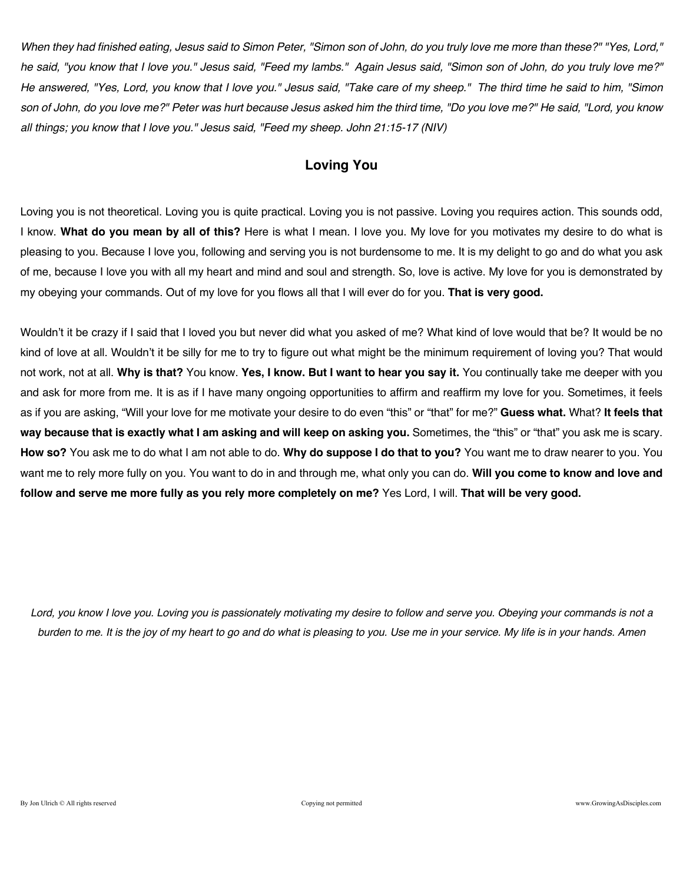*When they had finished eating, Jesus said to Simon Peter, "Simon son of John, do you truly love me more than these?" "Yes, Lord," he said, "you know that I love you." Jesus said, "Feed my lambs." Again Jesus said, "Simon son of John, do you truly love me?" He answered, "Yes, Lord, you know that I love you." Jesus said, "Take care of my sheep." The third time he said to him, "Simon son of John, do you love me?" Peter was hurt because Jesus asked him the third time, "Do you love me?" He said, "Lord, you know all things; you know that I love you." Jesus said, "Feed my sheep. John 21:15-17 (NIV)*

## Loving You

Loving you is not theoretical. Loving you is quite practical. Loving you is not passive. Loving you requires action. This sounds odd, I know. **What do you mean by all of this?** Here is what I mean. I love you. My love for you motivates my desire to do what is pleasing to you. Because I love you, following and serving you is not burdensome to me. It is my delight to go and do what you ask of me, because I love you with all my heart and mind and soul and strength. So, love is active. My love for you is demonstrated by my obeying your commands. Out of my love for you flows all that I will ever do for you. **That is very good.**

Wouldn't it be crazy if I said that I loved you but never did what you asked of me? What kind of love would that be? It would be no kind of love at all. Wouldn't it be silly for me to try to figure out what might be the minimum requirement of loving you? That would not work, not at all. **Why is that?** You know. **Yes, I know. But I want to hear you say it.** You continually take me deeper with you and ask for more from me. It is as if I have many ongoing opportunities to affirm and reaffirm my love for you. Sometimes, it feels as if you are asking, "Will your love for me motivate your desire to do even "this" or "that" for me?" **Guess what.** What? **It feels that way because that is exactly what I am asking and will keep on asking you.** Sometimes, the "this" or "that" you ask me is scary. **How so?** You ask me to do what I am not able to do. **Why do suppose I do that to you?** You want me to draw nearer to you. You want me to rely more fully on you. You want to do in and through me, what only you can do. **Will you come to know and love and follow and serve me more fully as you rely more completely on me?** Yes Lord, I will. **That will be very good.**

*Lord, you know I love you. Loving you is passionately motivating my desire to follow and serve you. Obeying your commands is not a burden to me. It is the joy of my heart to go and do what is pleasing to you. Use me in your service. My life is in your hands. Amen*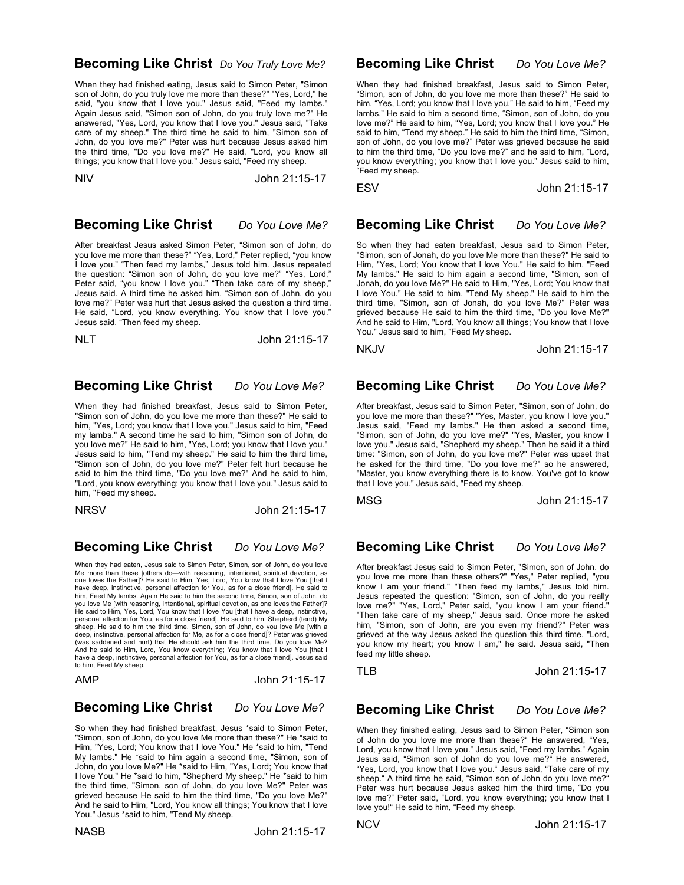## Becoming Like Christ *Do You Truly Love Me?*

When they had finished eating, Jesus said to Simon Peter, "Simon son of John, do you truly love me more than these?" "Yes, Lord," he said, "you know that I love you." Jesus said, "Feed my lambs." Again Jesus said, "Simon son of John, do you truly love me?" He answered, "Yes, Lord, you know that I love you." Jesus said, "Take care of my sheep." The third time he said to him, "Simon son of John, do you love me?" Peter was hurt because Jesus asked him the third time, "Do you love me?" He said, "Lord, you know all things; you know that I love you." Jesus said, "Feed my sheep.

NIV John 21:15-17

## Becoming Like Christ *Do You Love Me?*

After breakfast Jesus asked Simon Peter, "Simon son of John, do you love me more than these?" "Yes, Lord," Peter replied, "you know I love you." "Then feed my lambs," Jesus told him. Jesus repeated the question: "Simon son of John, do you love me?" "Yes, Lord," Peter said, "you know I love you." "Then take care of my sheep," Jesus said. A third time he asked him, "Simon son of John, do you love me?" Peter was hurt that Jesus asked the question a third time. He said, "Lord, you know everything. You know that I love you." Jesus said, "Then feed my sheep.

NLT John 21:15-17

## Becoming Like Christ *Do You Love Me?*

When they had finished breakfast, Jesus said to Simon Peter, "Simon son of John, do you love me more than these?" He said to him, "Yes, Lord; you know that I love you." Jesus said to him, "Feed my lambs." A second time he said to him, "Simon son of John, do you love me?" He said to him, "Yes, Lord; you know that I love you." Jesus said to him, "Tend my sheep." He said to him the third time, "Simon son of John, do you love me?" Peter felt hurt because he said to him the third time, "Do you love me?" And he said to him, "Lord, you know everything; you know that I love you." Jesus said to him, "Feed my sheep.

NRSV John 21:15-17

## Becoming Like Christ *Do You Love Me?*

When they had eaten, Jesus said to Simon Peter, Simon, son of John, do you love Me more than these [others do—with reasoning, intentional, spiritual devotion, as one loves the Father]? He said to Him, Yes, Lord, You know that I love You [that I have deep, instinctive, personal affection for You, as for a close friend]. He said to him, Feed My lambs. Again He said to him the second time, Simon, son of John, do you love Me [with reasoning, intentional, spiritual devotion, as one loves the Father]? He said to Him, Yes, Lord, You know that I love You [that I have a deep, instinctive, personal affection for You, as for a close friend]. He said to him, Shepherd (tend) My sheep. He said to him the third time, Simon, son of John, do you love Me [with a deep, instinctive, personal affection for Me, as for a close friend]? Peter was grieved (was saddened and hurt) that He should ask him the third time, Do you love Me? And he said to Him, Lord, You know everything; You know that I love You [that I have a deep, instinctive, personal affection for You, as for a close friend]. Jesus said to him, Feed My sheep.

AMP John 21:15-17

## Becoming Like Christ *Do You Love Me?*

So when they had finished breakfast, Jesus *said to Simon Peter, "Simon, son of John, do you love Me more than these?" He *said to Him, "Yes, Lord; You know that I love You." He *said to him, "Tend My lambs." He *said to him again a second time, "Simon, son of John, do you love Me?" He *said to Him, "Yes, Lord; You know that I love You." He *said to him, "Shepherd My sheep." He *said to him the third time, "Simon, son of John, do you love Me?" Peter was grieved because He said to him the third time, "Do you love Me?" And he said to Him, "Lord, You know all things; You know that I love You." Jesus *said to him, "Tend My sheep.

NASB John 21:15-17

## Becoming Like Christ *Do You Love Me?*

When they had finished breakfast, Jesus said to Simon Peter, "Simon, son of John, do you love me more than these?" He said to him, "Yes, Lord; you know that I love you." He said to him, "Feed my lambs." He said to him a second time, "Simon, son of John, do you love me?" He said to him, "Yes, Lord; you know that I love you." He said to him, "Tend my sheep." He said to him the third time, "Simon, son of John, do you love me?" Peter was grieved because he said to him the third time, "Do you love me?" and he said to him, "Lord, you know everything; you know that I love you." Jesus said to him, "Feed my sheep.

ESV John 21:15-17

## Becoming Like Christ *Do You Love Me?*

So when they had eaten breakfast, Jesus said to Simon Peter, "Simon, son of Jonah, do you love Me more than these?" He said to Him, "Yes, Lord; You know that I love You." He said to him, "Feed My lambs." He said to him again a second time, "Simon, son of Jonah, do you love Me?" He said to Him, "Yes, Lord; You know that I love You." He said to him, "Tend My sheep." He said to him the third time, "Simon, son of Jonah, do you love Me?" Peter was grieved because He said to him the third time, "Do you love Me?" And he said to Him, "Lord, You know all things; You know that I love You." Jesus said to him, "Feed My sheep.

NKJV John 21:15-17

## Becoming Like Christ *Do You Love Me?*

After breakfast, Jesus said to Simon Peter, "Simon, son of John, do you love me more than these?" "Yes, Master, you know I love you." Jesus said, "Feed my lambs." He then asked a second time, "Simon, son of John, do you love me?" "Yes, Master, you know I love you." Jesus said, "Shepherd my sheep." Then he said it a third time: "Simon, son of John, do you love me?" Peter was upset that he asked for the third time, "Do you love me?" so he answered, "Master, you know everything there is to know. You've got to know that I love you." Jesus said, "Feed my sheep.

MSG John 21:15-17

## Becoming Like Christ *Do You Love Me?*

After breakfast Jesus said to Simon Peter, "Simon, son of John, do you love me more than these others?" "Yes," Peter replied, "you know I am your friend." "Then feed my lambs," Jesus told him. Jesus repeated the question: "Simon, son of John, do you really love me?" "Yes, Lord," Peter said, "you know I am your friend." "Then take care of my sheep," Jesus said. Once more he asked him, "Simon, son of John, are you even my friend?" Peter was grieved at the way Jesus asked the question this third time. "Lord, you know my heart; you know I am," he said. Jesus said, "Then feed my little sheep.

TLB John 21:15-17

## Becoming Like Christ *Do You Love Me?*

When they finished eating, Jesus said to Simon Peter, "Simon son of John do you love me more than these?" He answered, "Yes, Lord, you know that I love you." Jesus said, "Feed my lambs." Again Jesus said, "Simon son of John do you love me?" He answered, "Yes, Lord, you know that I love you." Jesus said, "Take care of my sheep." A third time he said, "Simon son of John do you love me?" Peter was hurt because Jesus asked him the third time, "Do you love me?" Peter said, "Lord, you know everything; you know that I love you!" He said to him, "Feed my sheep.

NCV John 21:15-17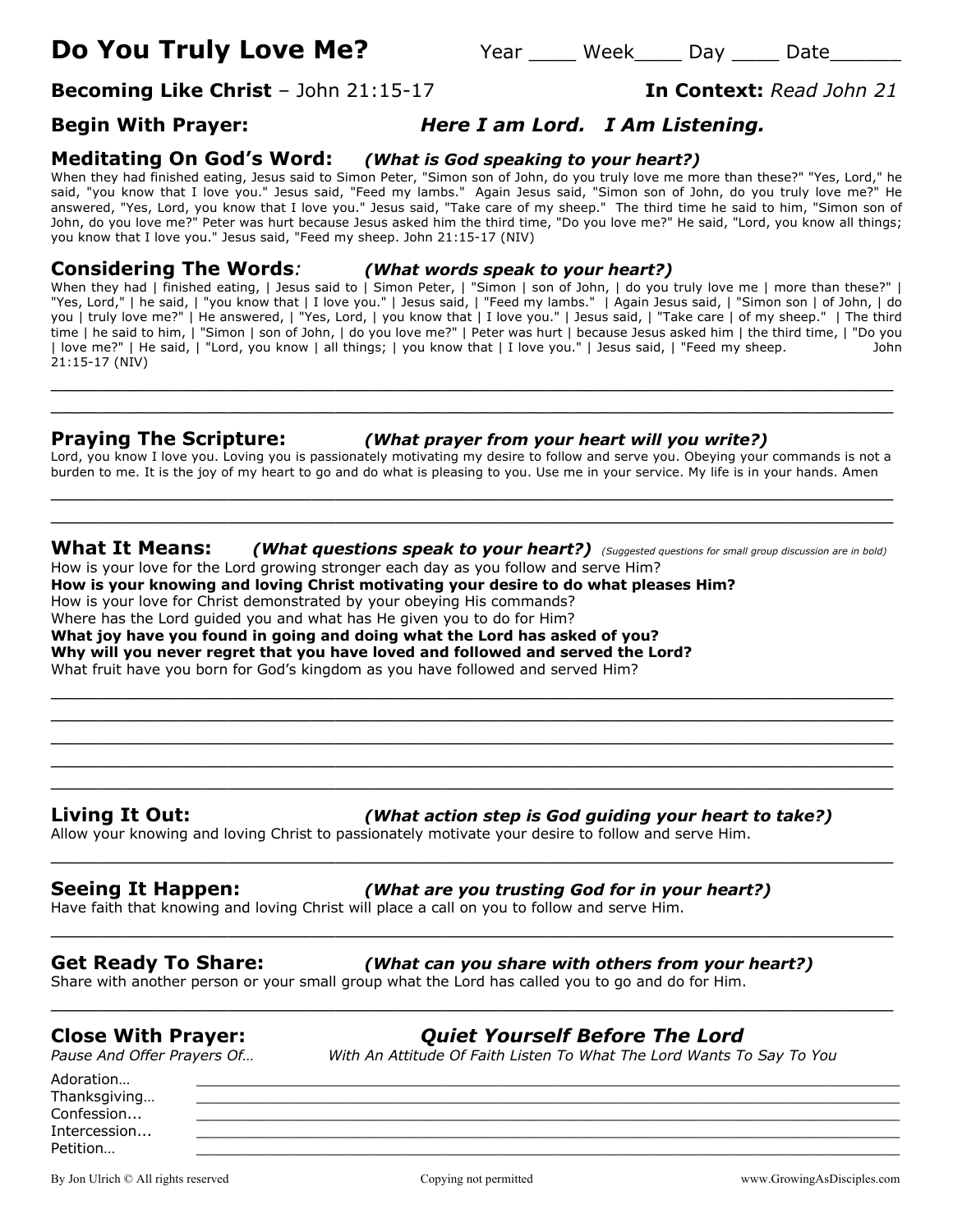# Do You Truly Love Me?

Year ____ Week____ Day ____ Date______

**Becoming Like Christ** – John 21:15-17 **In Context:** *Read John 21*

## Begin With Prayer: *Here I am Lord. I Am Listening.*

## Meditating On God's Word: *(What is God speaking to your heart?)*

When they had finished eating, Jesus said to Simon Peter, "Simon son of John, do you truly love me more than these?" "Yes, Lord," he said, "you know that I love you." Jesus said, "Feed my lambs." Again Jesus said, "Simon son of John, do you truly love me?" He answered, "Yes, Lord, you know that I love you." Jesus said, "Take care of my sheep." The third time he said to him, "Simon son of John, do you love me?" Peter was hurt because Jesus asked him the third time, "Do you love me?" He said, "Lord, you know all things; you know that I love you." Jesus said, "Feed my sheep. John 21:15-17 (NIV)

## Considering The Words*:* *(What words speak to your heart?)*

When they had | finished eating, | Jesus said to | Simon Peter, | "Simon | son of John, | do you truly love me | more than these?" | "Yes, Lord," | he said, | "you know that | I love you." | Jesus said, | "Feed my lambs." | Again Jesus said, | "Simon son | of John, | do you | truly love me?" | He answered, | "Yes, Lord, | you know that | I love you." | Jesus said, | "Take care | of my sheep." | The third time | he said to him, | "Simon | son of John, | do you love me?" | Peter was hurt | because Jesus asked him | the third time, | "Do you | love me?" | He said, | "Lord, you know | all things; | you know that | I love you." | Jesus said, | "Feed my sheep. John 21:15-17 (NIV)

________________________________________________________________________________

________________________________________________________________________________

## Praying The Scripture: *(What prayer from your heart will you write?)*

Lord, you know I love you. Loving you is passionately motivating my desire to follow and serve you. Obeying your commands is not a burden to me. It is the joy of my heart to go and do what is pleasing to you. Use me in your service. My life is in your hands. Amen

________________________________________________________________________________

________________________________________________________________________________

## What It Means: *(What questions speak to your heart?)* *(Suggested questions for small group discussion are in bold)*

How is your love for the Lord growing stronger each day as you follow and serve Him?
**How is your knowing and loving Christ motivating your desire to do what pleases Him?**
How is your love for Christ demonstrated by your obeying His commands?
Where has the Lord guided you and what has He given you to do for Him?
**What joy have you found in going and doing what the Lord has asked of you?**
**Why will you never regret that you have loved and followed and served the Lord?**
What fruit have you born for God's kingdom as you have followed and served Him?

________________________________________________________________________________

________________________________________________________________________________

________________________________________________________________________________

________________________________________________________________________________

________________________________________________________________________________

## Living It Out: *(What action step is God guiding your heart to take?)*

Allow your knowing and loving Christ to passionately motivate your desire to follow and serve Him.

________________________________________________________________________________

## Seeing It Happen: *(What are you trusting God for in your heart?)*

Have faith that knowing and loving Christ will place a call on you to follow and serve Him.

________________________________________________________________________________

## Get Ready To Share: *(What can you share with others from your heart?)*

Share with another person or your small group what the Lord has called you to go and do for Him.

________________________________________________________________________________

## Close With Prayer: *Quiet Yourself Before The Lord*

*Pause And Offer Prayers Of…* *With An Attitude Of Faith Listen To What The Lord Wants To Say To You*

Adoration… ________________________________________________________________

Thanksgiving… ______________________________________________________________

Confession... ________________________________________________________________

Intercession... _______________________________________________________________

Petition… __________________________________________________________________

By Jon Ulrich © All rights reserved Copying not permitted www.GrowingAsDisciples.com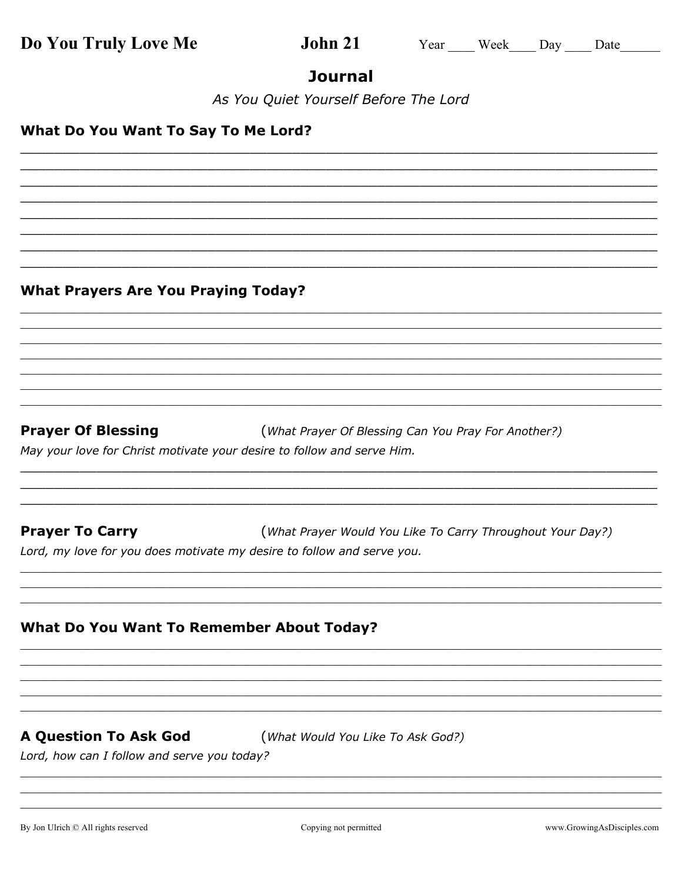**Do You Truly Love Me** **John 21** Year ____ Week____ Day ____ Date______

## Journal

*As You Quiet Yourself Before The Lord*

### What Do You Want To Say To Me Lord?

________________________________________________________________________________
________________________________________________________________________________
________________________________________________________________________________
________________________________________________________________________________
________________________________________________________________________________
________________________________________________________________________________
________________________________________________________________________________
________________________________________________________________________________

### What Prayers Are You Praying Today?

________________________________________________________________________________
________________________________________________________________________________
________________________________________________________________________________
________________________________________________________________________________
________________________________________________________________________________
________________________________________________________________________________
________________________________________________________________________________

### Prayer Of Blessing

(*What Prayer Of Blessing Can You Pray For Another?)*

*May your love for Christ motivate your desire to follow and serve Him.*

________________________________________________________________________________
________________________________________________________________________________
________________________________________________________________________________

### Prayer To Carry

(*What Prayer Would You Like To Carry Throughout Your Day?)*

*Lord, my love for you does motivate my desire to follow and serve you.*

________________________________________________________________________________
________________________________________________________________________________
________________________________________________________________________________

### What Do You Want To Remember About Today?

________________________________________________________________________________
________________________________________________________________________________
________________________________________________________________________________
________________________________________________________________________________
________________________________________________________________________________

### A Question To Ask God

(*What Would You Like To Ask God?)*

*Lord, how can I follow and serve you today?*

________________________________________________________________________________
________________________________________________________________________________
________________________________________________________________________________

By Jon Ulrich © All rights reserved Copying not permitted www.GrowingAsDisciples.com